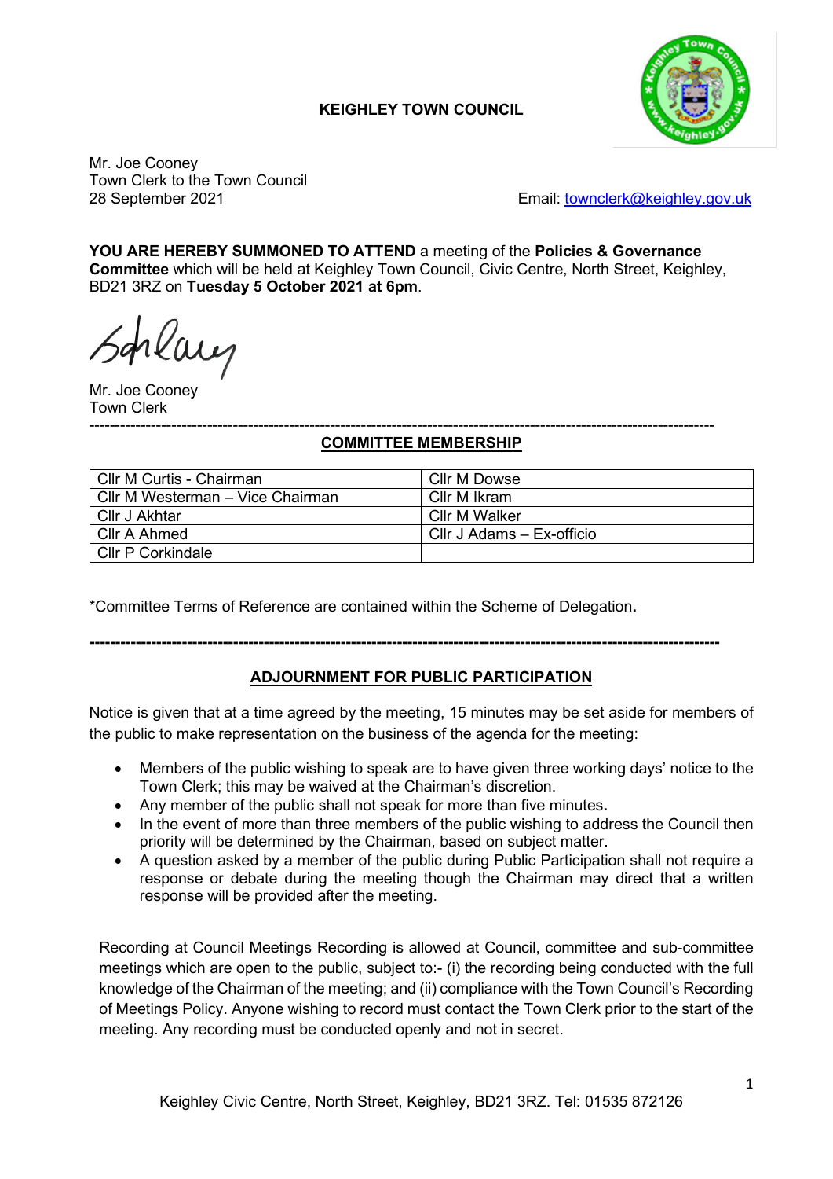**KEIGHLEY TOWN COUNCIL**

Mr. Joe Cooney
Town Clerk to the Town Council
28 September 2021

Email: [townclerk@keighley.gov.uk](mailto:townclerk@keighley.gov.uk)

**YOU ARE HEREBY SUMMONED TO ATTEND** a meeting of the **Policies & Governance Committee** which will be held at Keighley Town Council, Civic Centre, North Street, Keighley, BD21 3RZ on **Tuesday 5 October 2021 at 6pm**.

Mr. Joe Cooney
Town Clerk

---

## COMMITTEE MEMBERSHIP

| | |
|---|---|
| Cllr M Curtis - Chairman | Cllr M Dowse |
| Cllr M Westerman – Vice Chairman | Cllr M Ikram |
| Cllr J Akhtar | Cllr M Walker |
| Cllr A Ahmed | Cllr J Adams – Ex-officio |
| Cllr P Corkindale | |

*Committee Terms of Reference are contained within the Scheme of Delegation**.**

---

## ADJOURNMENT FOR PUBLIC PARTICIPATION

Notice is given that at a time agreed by the meeting, 15 minutes may be set aside for members of the public to make representation on the business of the agenda for the meeting:

- Members of the public wishing to speak are to have given three working days' notice to the Town Clerk; this may be waived at the Chairman's discretion.
- Any member of the public shall not speak for more than five minutes**.**
- In the event of more than three members of the public wishing to address the Council then priority will be determined by the Chairman, based on subject matter.
- A question asked by a member of the public during Public Participation shall not require a response or debate during the meeting though the Chairman may direct that a written response will be provided after the meeting.

Recording at Council Meetings Recording is allowed at Council, committee and sub-committee meetings which are open to the public, subject to:- (i) the recording being conducted with the full knowledge of the Chairman of the meeting; and (ii) compliance with the Town Council's Recording of Meetings Policy. Anyone wishing to record must contact the Town Clerk prior to the start of the meeting. Any recording must be conducted openly and not in secret.

Keighley Civic Centre, North Street, Keighley, BD21 3RZ. Tel: 01535 872126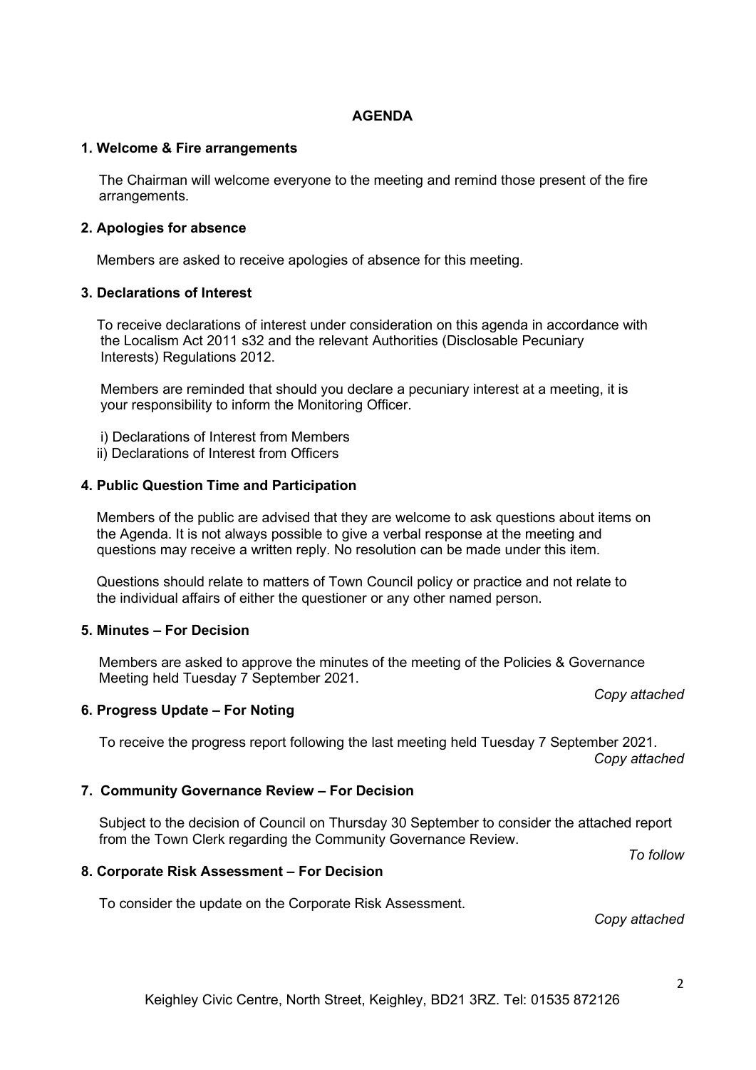# AGENDA

### 1. Welcome & Fire arrangements

The Chairman will welcome everyone to the meeting and remind those present of the fire arrangements.

### 2. Apologies for absence

Members are asked to receive apologies of absence for this meeting.

### 3. Declarations of Interest

To receive declarations of interest under consideration on this agenda in accordance with the Localism Act 2011 s32 and the relevant Authorities (Disclosable Pecuniary Interests) Regulations 2012.

Members are reminded that should you declare a pecuniary interest at a meeting, it is your responsibility to inform the Monitoring Officer.

i) Declarations of Interest from Members
ii) Declarations of Interest from Officers

### 4. Public Question Time and Participation

Members of the public are advised that they are welcome to ask questions about items on the Agenda. It is not always possible to give a verbal response at the meeting and questions may receive a written reply. No resolution can be made under this item.

Questions should relate to matters of Town Council policy or practice and not relate to the individual affairs of either the questioner or any other named person.

### 5. Minutes – For Decision

Members are asked to approve the minutes of the meeting of the Policies & Governance Meeting held Tuesday 7 September 2021.

*Copy attached*

### 6. Progress Update – For Noting

To receive the progress report following the last meeting held Tuesday 7 September 2021.

*Copy attached*

### 7. Community Governance Review – For Decision

Subject to the decision of Council on Thursday 30 September to consider the attached report from the Town Clerk regarding the Community Governance Review.

*To follow*

### 8. Corporate Risk Assessment – For Decision

To consider the update on the Corporate Risk Assessment.

*Copy attached*

Keighley Civic Centre, North Street, Keighley, BD21 3RZ. Tel: 01535 872126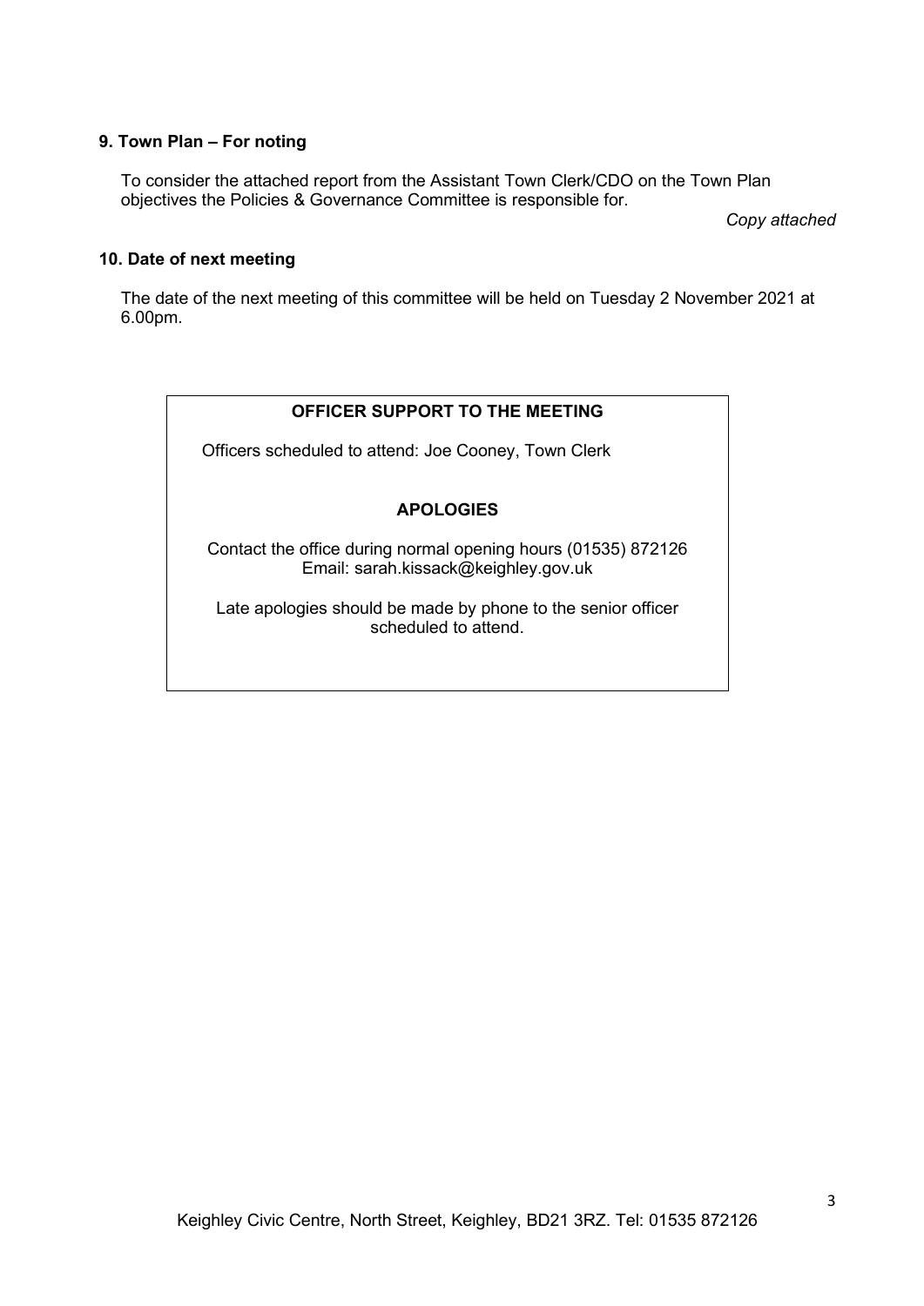**9. Town Plan – For noting**

To consider the attached report from the Assistant Town Clerk/CDO on the Town Plan objectives the Policies & Governance Committee is responsible for.

*Copy attached*

**10. Date of next meeting**

The date of the next meeting of this committee will be held on Tuesday 2 November 2021 at 6.00pm.

**OFFICER SUPPORT TO THE MEETING**

Officers scheduled to attend: Joe Cooney, Town Clerk

**APOLOGIES**

Contact the office during normal opening hours (01535) 872126
Email: sarah.kissack@keighley.gov.uk

Late apologies should be made by phone to the senior officer scheduled to attend.

Keighley Civic Centre, North Street, Keighley, BD21 3RZ. Tel: 01535 872126